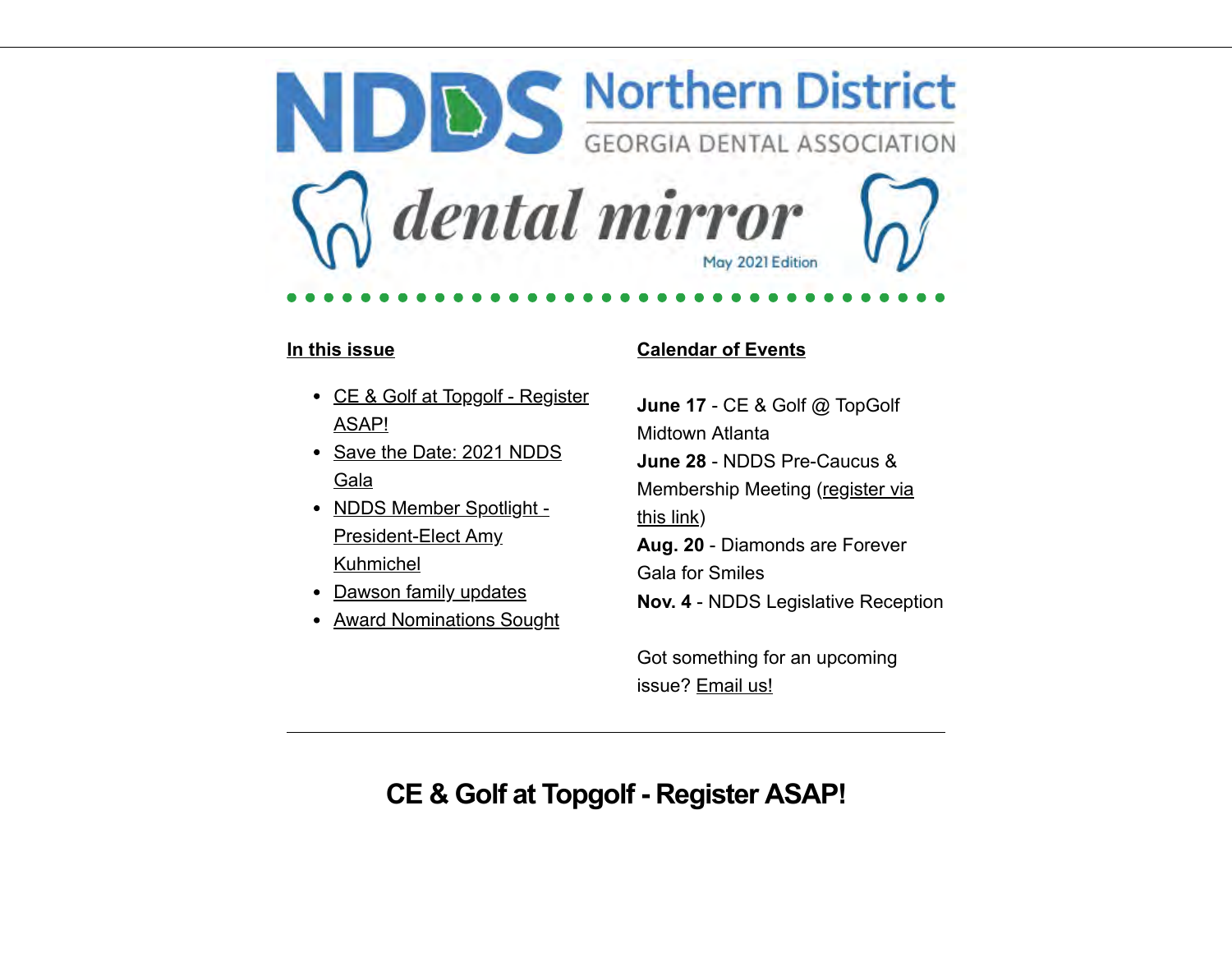# NDDS Northern District

GEORGIA DENTAL ASSOCIATION

## dental mirror

May 2021 Edition

**In this issue**

- CE & Golf at Topgolf - Register ASAP!
- Save the Date: 2021 NDDS Gala
- NDDS Member Spotlight - President-Elect Amy Kuhmichel
- Dawson family updates
- Award Nominations Sought

**Calendar of Events**

**June 17** - CE & Golf @ TopGolf Midtown Atlanta
**June 28** - NDDS Pre-Caucus & Membership Meeting (register via this link)
**Aug. 20** - Diamonds are Forever Gala for Smiles
**Nov. 4** - NDDS Legislative Reception

Got something for an upcoming issue? Email us!

---

## CE & Golf at Topgolf - Register ASAP!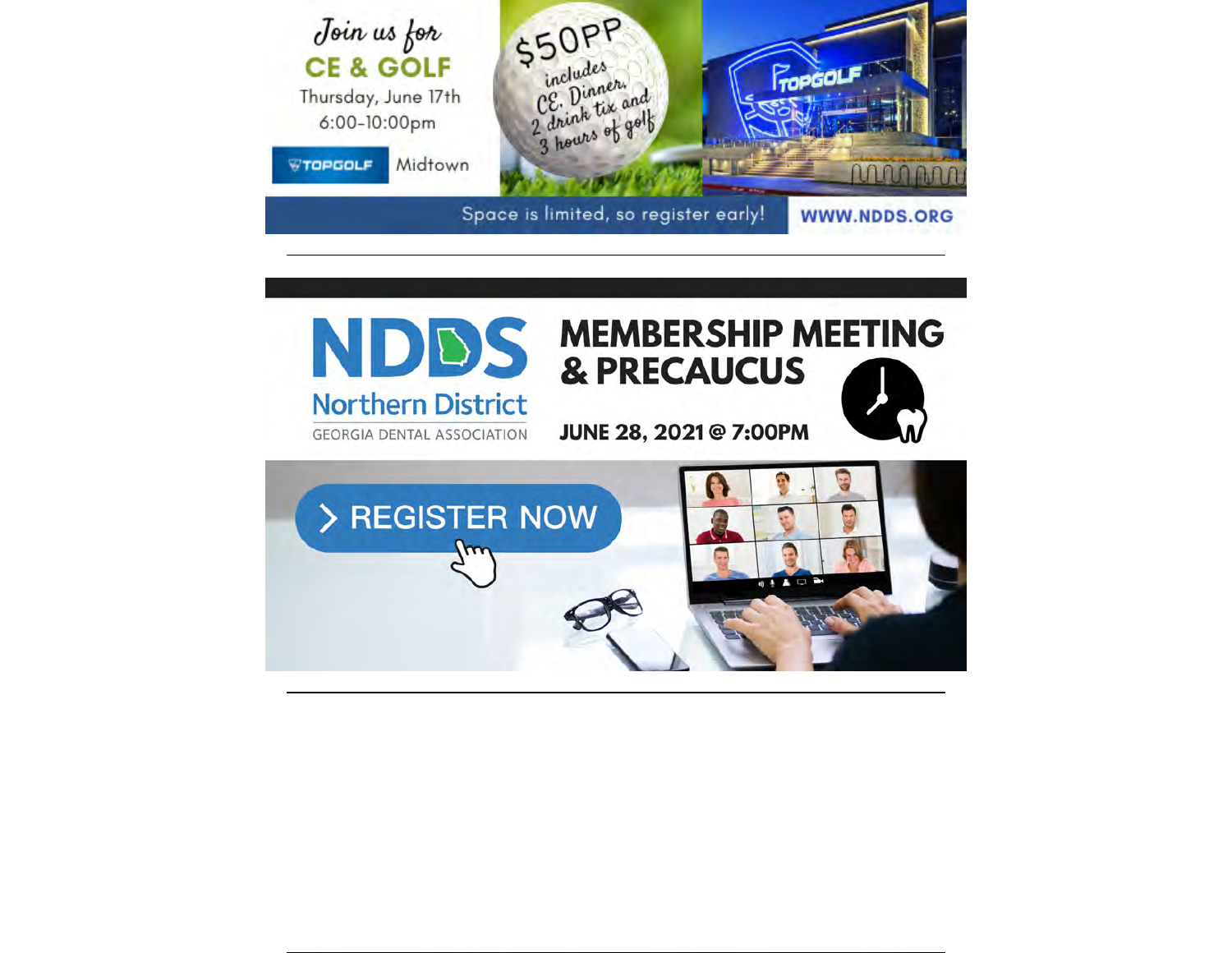Join us for

**CE & GOLF**

Thursday, June 17th

6:00-10:00pm

TOPGOLF Midtown

$50PP includes CE, Dinner, 2 drink tix and 3 hours of golf

Space is limited, so register early!

WWW.NDDS.ORG

---

NDDS Northern District

GEORGIA DENTAL ASSOCIATION

**MEMBERSHIP MEETING & PRECAUCUS**

**JUNE 28, 2021 @ 7:00PM**

REGISTER NOW

---

---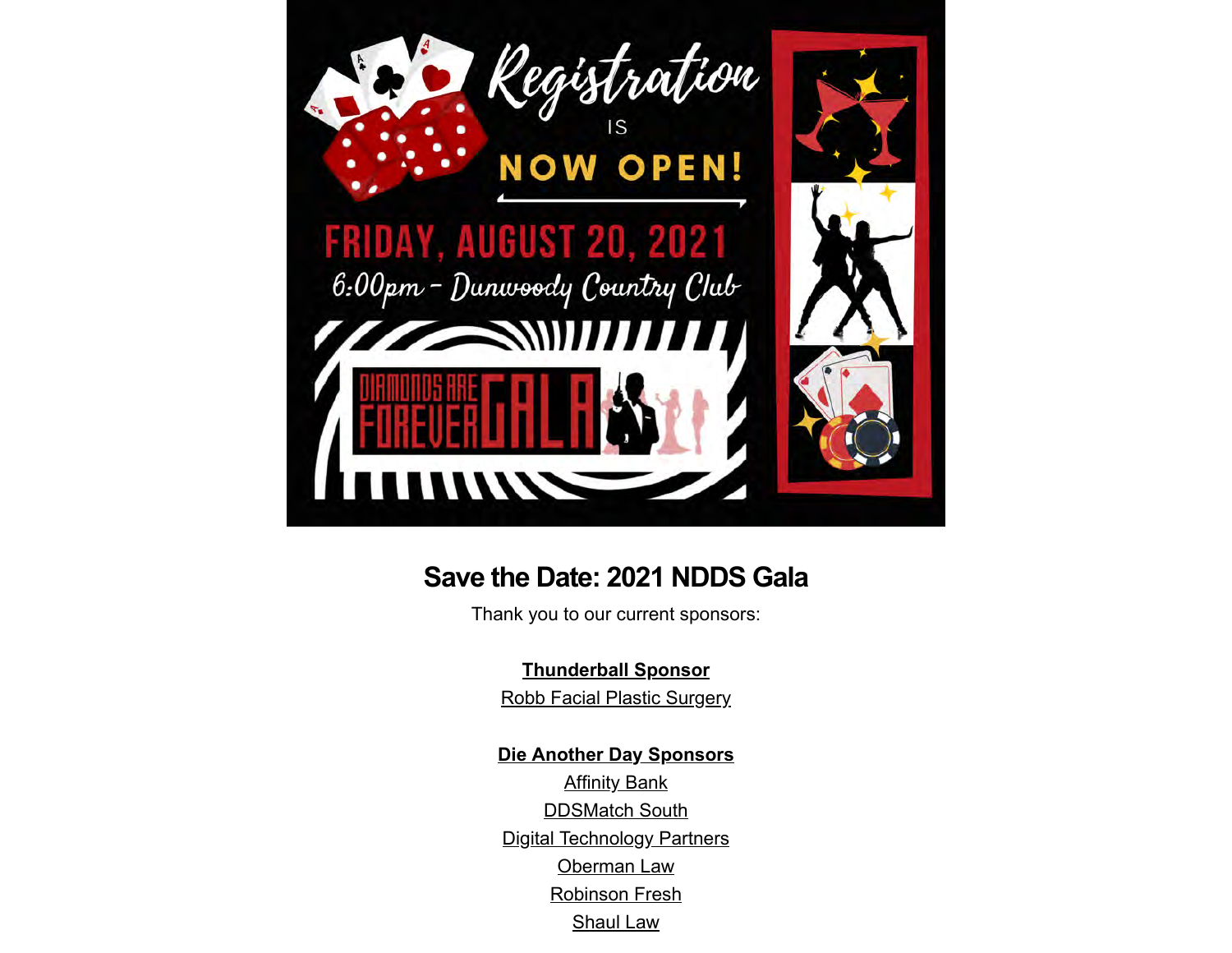Registration IS NOW OPEN!

FRIDAY, AUGUST 20, 2021

6:00pm - Dunwoody Country Club

DIAMONDS ARE FOREVER GALA

## Save the Date: 2021 NDDS Gala

Thank you to our current sponsors:

**Thunderball Sponsor**

Robb Facial Plastic Surgery

**Die Another Day Sponsors**

Affinity Bank

DDSMatch South

Digital Technology Partners

Oberman Law

Robinson Fresh

Shaul Law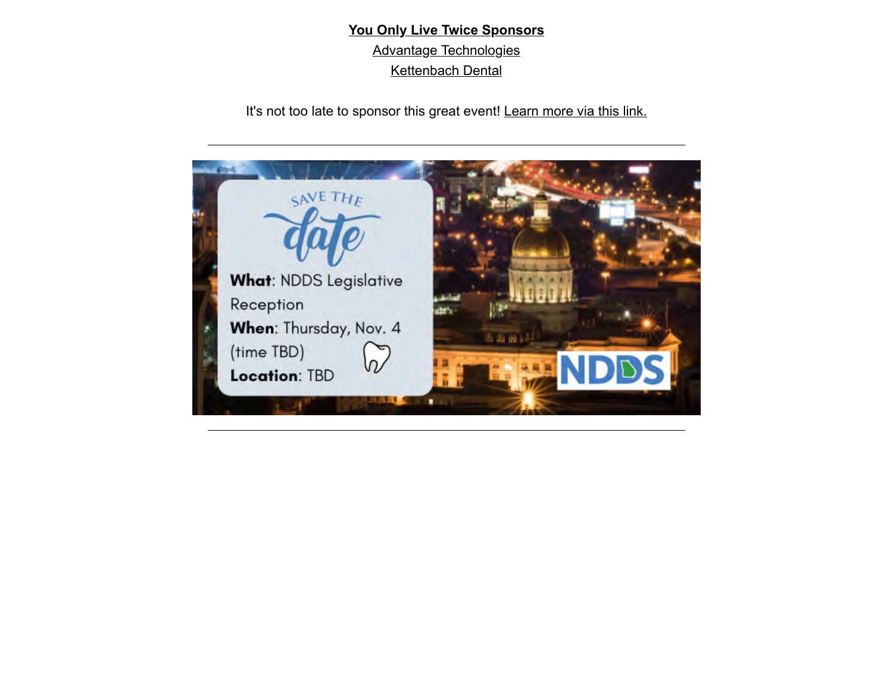**You Only Live Twice Sponsors**

Advantage Technologies

Kettenbach Dental

It's not too late to sponsor this great event! Learn more via this link.

---

SAVE THE date

**What**: NDDS Legislative Reception

**When**: Thursday, Nov. 4 (time TBD)

**Location**: TBD

NDDS

---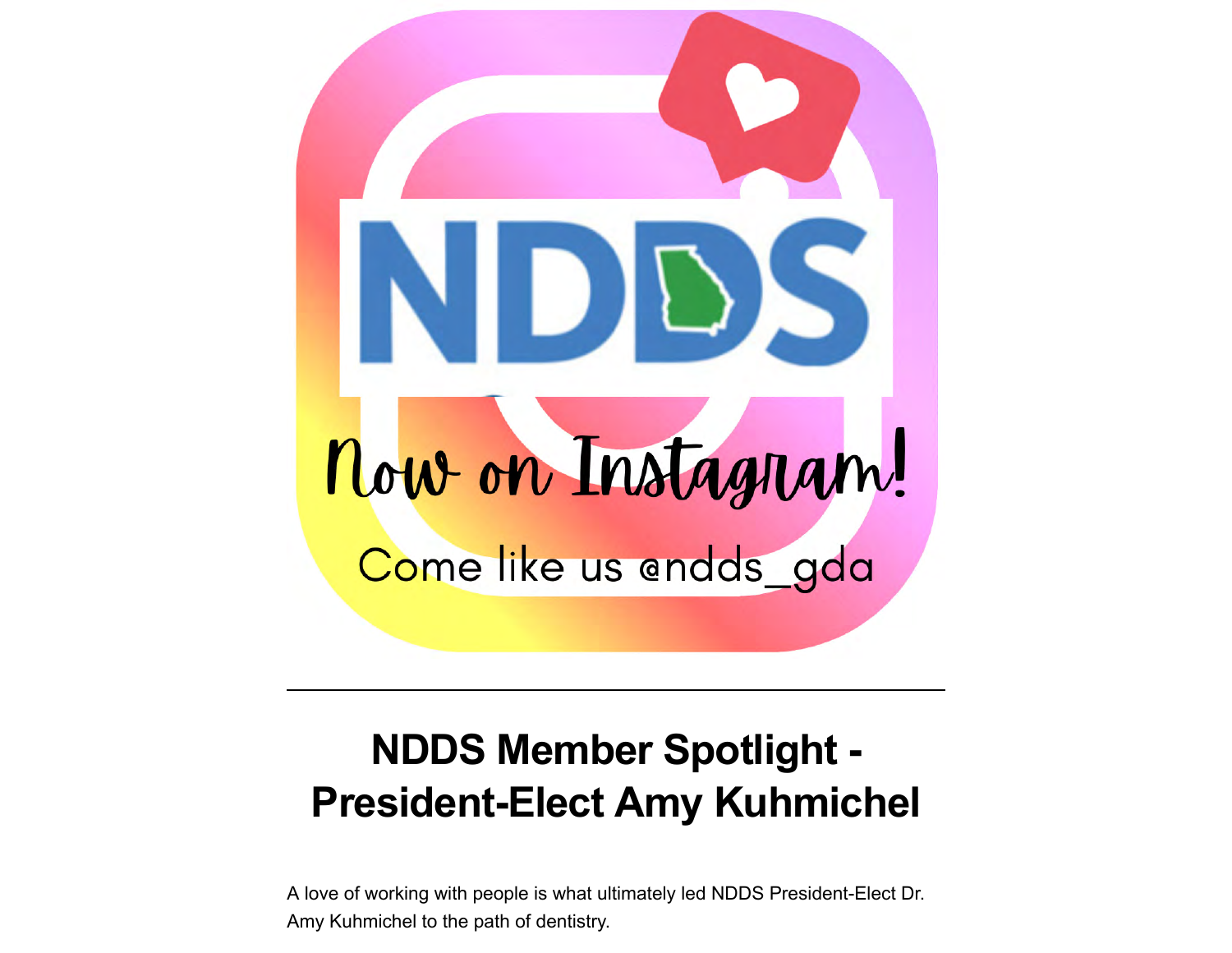NDDS

Now on Instagram!

Come like us @ndds_gda

---

## NDDS Member Spotlight - President-Elect Amy Kuhmichel

A love of working with people is what ultimately led NDDS President-Elect Dr. Amy Kuhmichel to the path of dentistry.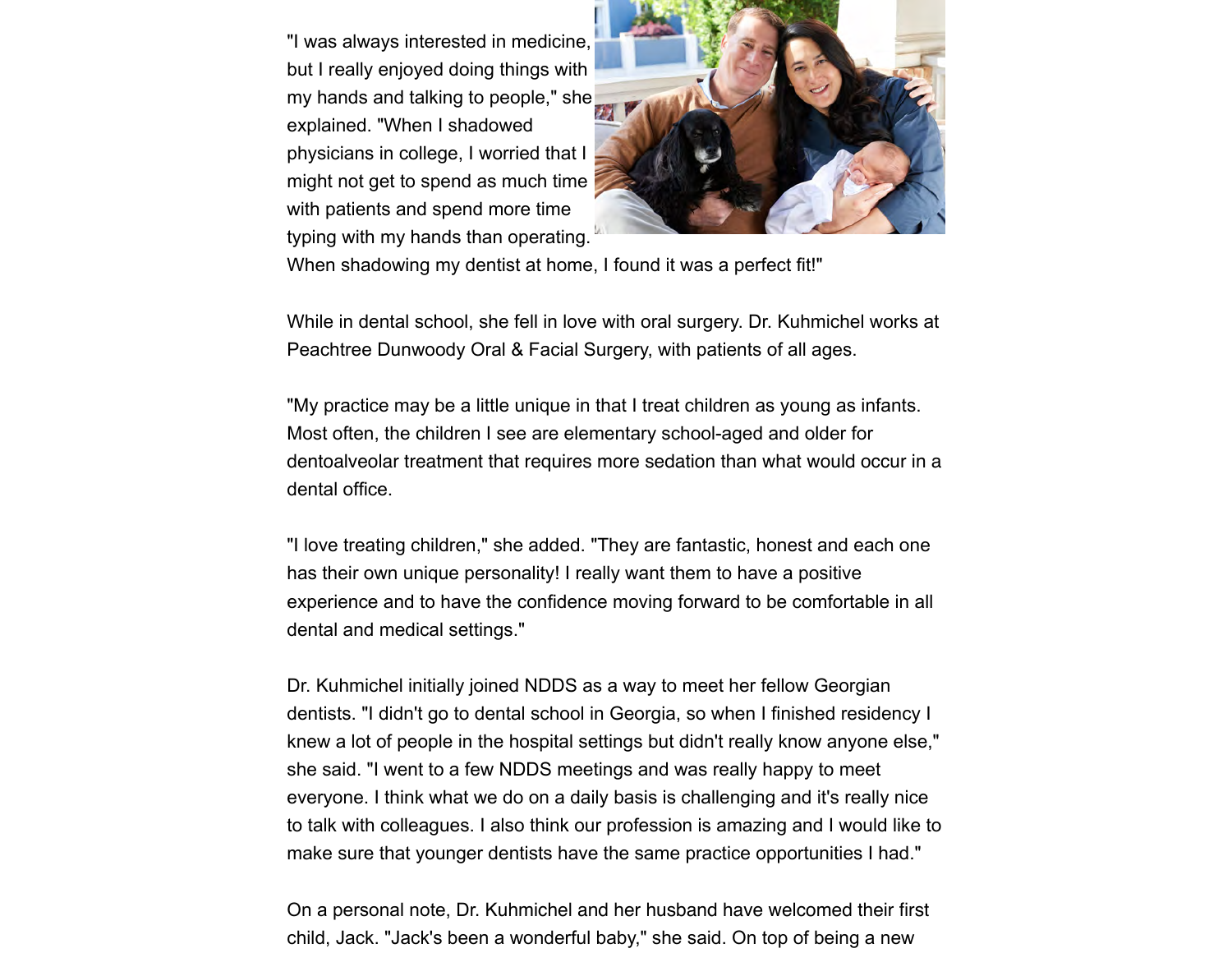"I was always interested in medicine, but I really enjoyed doing things with my hands and talking to people," she explained. "When I shadowed physicians in college, I worried that I might not get to spend as much time with patients and spend more time typing with my hands than operating. When shadowing my dentist at home, I found it was a perfect fit!"

While in dental school, she fell in love with oral surgery. Dr. Kuhmichel works at Peachtree Dunwoody Oral & Facial Surgery, with patients of all ages.

"My practice may be a little unique in that I treat children as young as infants. Most often, the children I see are elementary school-aged and older for dentoalveolar treatment that requires more sedation than what would occur in a dental office.

"I love treating children," she added. "They are fantastic, honest and each one has their own unique personality! I really want them to have a positive experience and to have the confidence moving forward to be comfortable in all dental and medical settings."

Dr. Kuhmichel initially joined NDDS as a way to meet her fellow Georgian dentists. "I didn't go to dental school in Georgia, so when I finished residency I knew a lot of people in the hospital settings but didn't really know anyone else," she said. "I went to a few NDDS meetings and was really happy to meet everyone. I think what we do on a daily basis is challenging and it's really nice to talk with colleagues. I also think our profession is amazing and I would like to make sure that younger dentists have the same practice opportunities I had."

On a personal note, Dr. Kuhmichel and her husband have welcomed their first child, Jack. "Jack's been a wonderful baby," she said. On top of being a new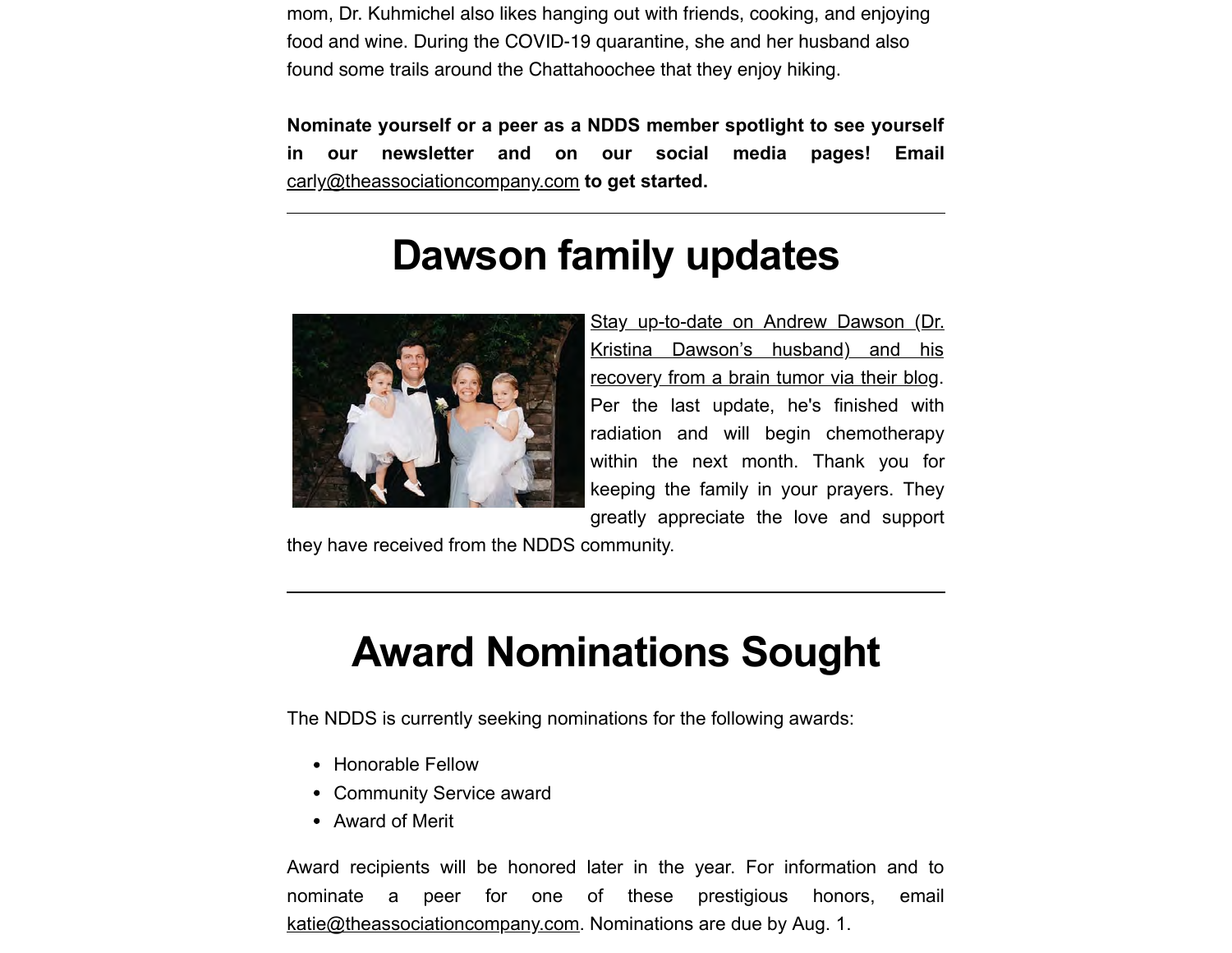mom, Dr. Kuhmichel also likes hanging out with friends, cooking, and enjoying food and wine. During the COVID-19 quarantine, she and her husband also found some trails around the Chattahoochee that they enjoy hiking.

**Nominate yourself or a peer as a NDDS member spotlight to see yourself in our newsletter and on our social media pages! Email** carly@theassociationcompany.com **to get started.**

---

# Dawson family updates

Stay up-to-date on Andrew Dawson (Dr. Kristina Dawson's husband) and his recovery from a brain tumor via their blog. Per the last update, he's finished with radiation and will begin chemotherapy within the next month. Thank you for keeping the family in your prayers. They greatly appreciate the love and support they have received from the NDDS community.

---

# Award Nominations Sought

The NDDS is currently seeking nominations for the following awards:

- Honorable Fellow
- Community Service award
- Award of Merit

Award recipients will be honored later in the year. For information and to nominate a peer for one of these prestigious honors, email katie@theassociationcompany.com. Nominations are due by Aug. 1.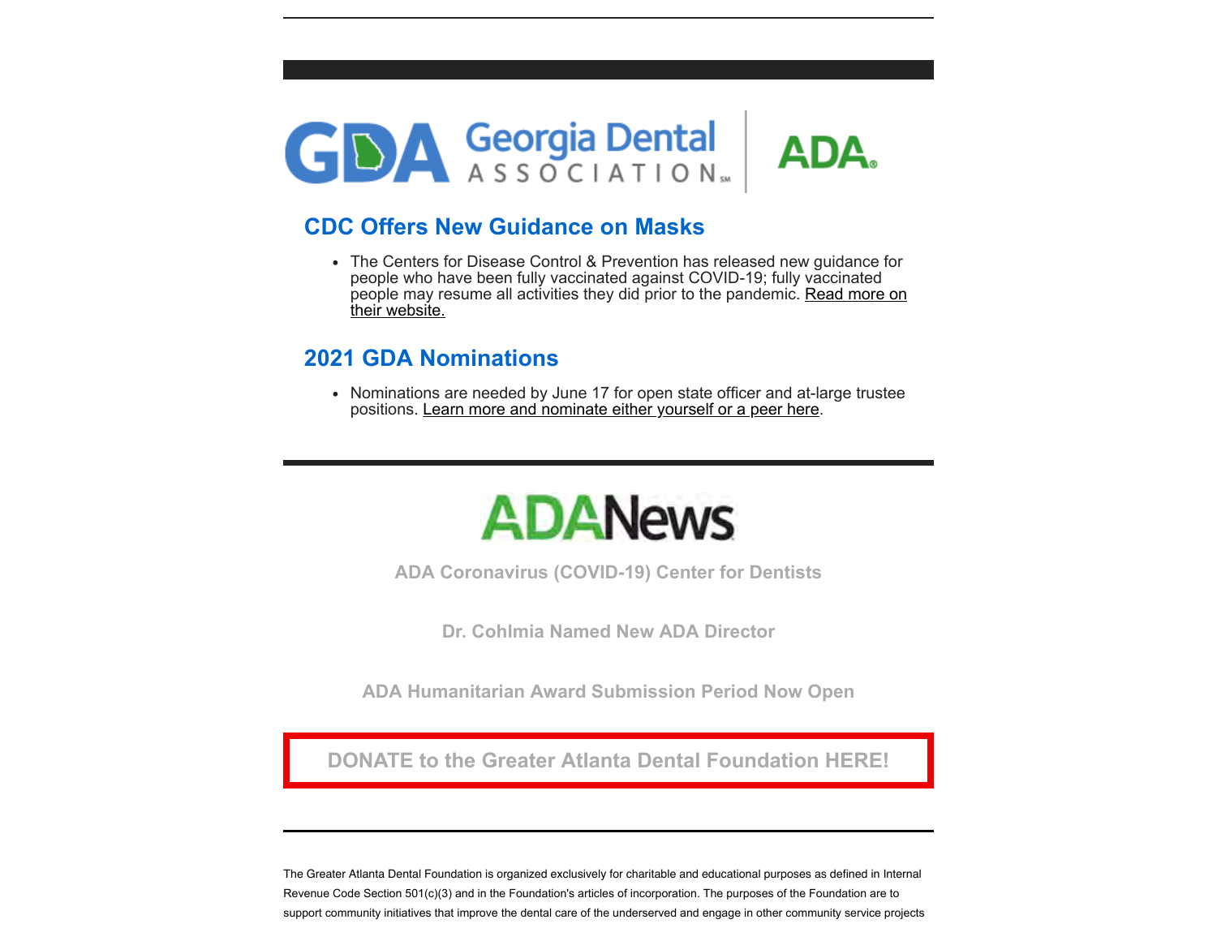## CDC Offers New Guidance on Masks

- The Centers for Disease Control & Prevention has released new guidance for people who have been fully vaccinated against COVID-19; fully vaccinated people may resume all activities they did prior to the pandemic. Read more on their website.

## 2021 GDA Nominations

- Nominations are needed by June 17 for open state officer and at-large trustee positions. Learn more and nominate either yourself or a peer here.

---

**ADA Coronavirus (COVID-19) Center for Dentists**

**Dr. Cohlmia Named New ADA Director**

**ADA Humanitarian Award Submission Period Now Open**

**DONATE to the Greater Atlanta Dental Foundation HERE!**

---

The Greater Atlanta Dental Foundation is organized exclusively for charitable and educational purposes as defined in Internal Revenue Code Section 501(c)(3) and in the Foundation's articles of incorporation. The purposes of the Foundation are to support community initiatives that improve the dental care of the underserved and engage in other community service projects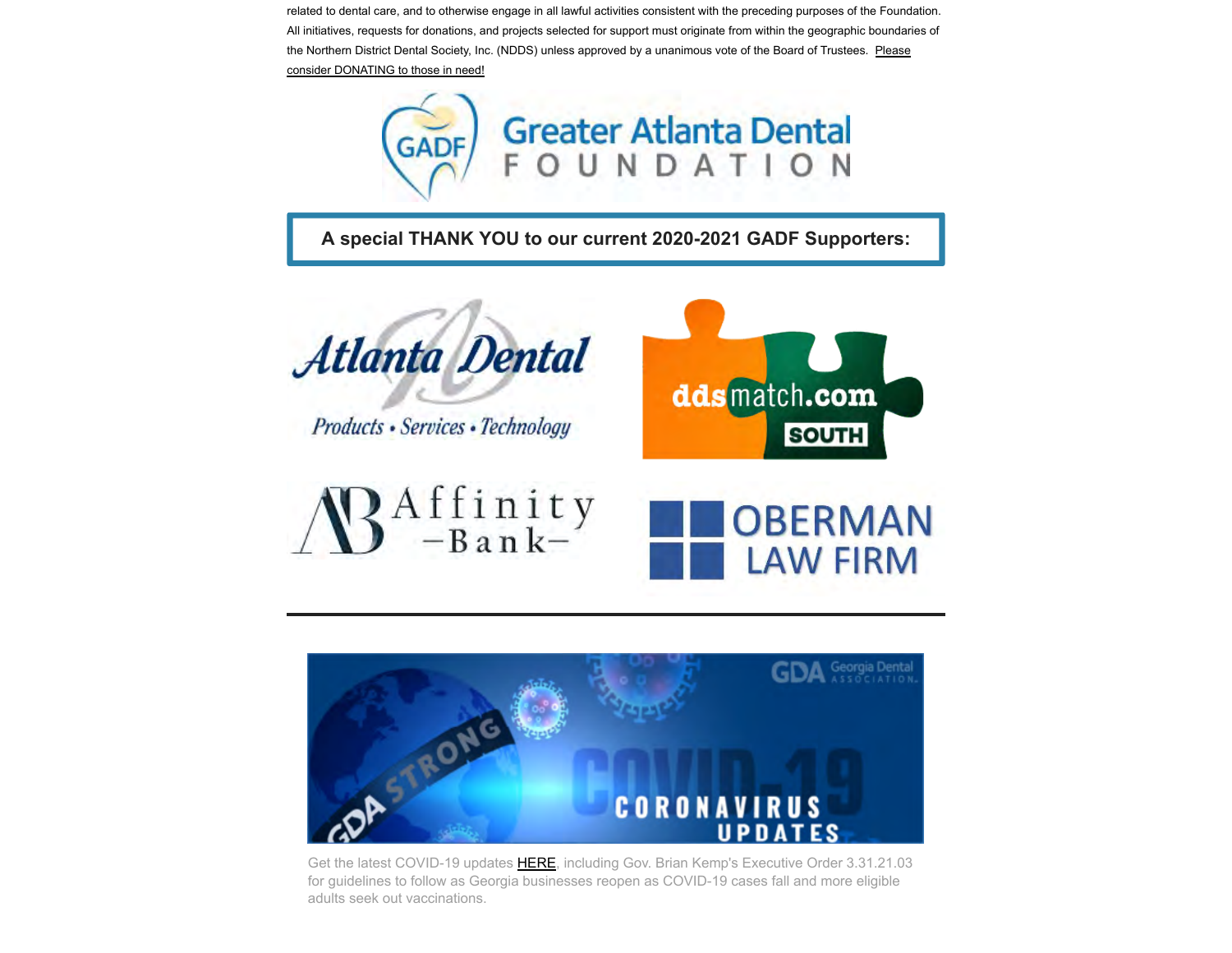related to dental care, and to otherwise engage in all lawful activities consistent with the preceding purposes of the Foundation. All initiatives, requests for donations, and projects selected for support must originate from within the geographic boundaries of the Northern District Dental Society, Inc. (NDDS) unless approved by a unanimous vote of the Board of Trustees. Please consider DONATING to those in need!

Greater Atlanta Dental FOUNDATION

**A special THANK YOU to our current 2020-2021 GADF Supporters:**

Atlanta Dental — Products • Services • Technology

ddsmatch.com SOUTH

Affinity Bank

OBERMAN LAW FIRM

---

GDA Georgia Dental Association — GDA STRONG — COVID-19 CORONAVIRUS UPDATES

Get the latest COVID-19 updates HERE, including Gov. Brian Kemp's Executive Order 3.31.21.03 for guidelines to follow as Georgia businesses reopen as COVID-19 cases fall and more eligible adults seek out vaccinations.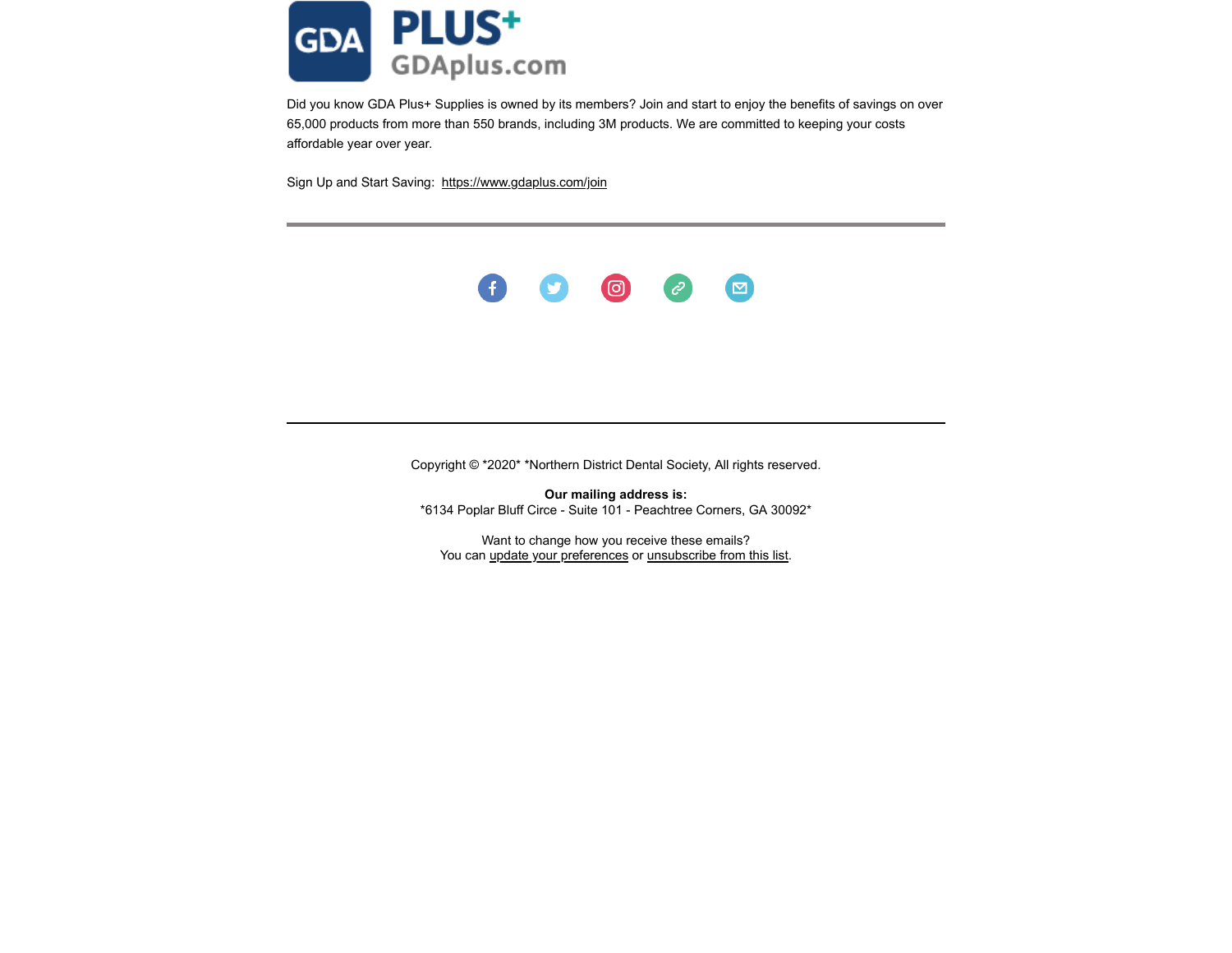Did you know GDA Plus+ Supplies is owned by its members? Join and start to enjoy the benefits of savings on over 65,000 products from more than 550 brands, including 3M products. We are committed to keeping your costs affordable year over year.

Sign Up and Start Saving: https://www.gdaplus.com/join

---

Copyright © *2020* *Northern District Dental Society, All rights reserved.

**Our mailing address is:**
*6134 Poplar Bluff Circe - Suite 101 - Peachtree Corners, GA 30092*

Want to change how you receive these emails?
You can update your preferences or unsubscribe from this list.